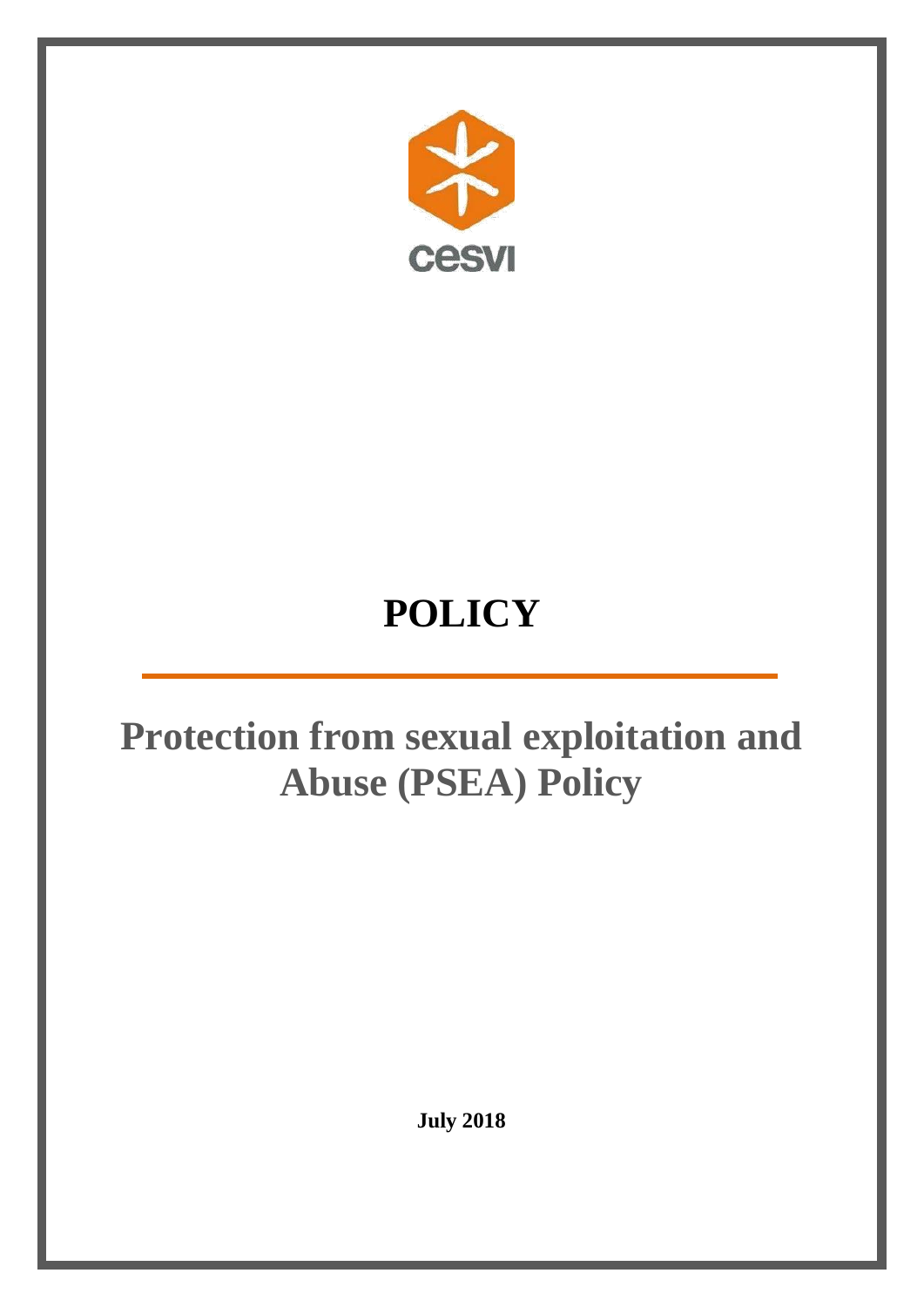cesvi

# POLICY

## Protection from sexual exploitation and Abuse (PSEA) Policy

**July 2018**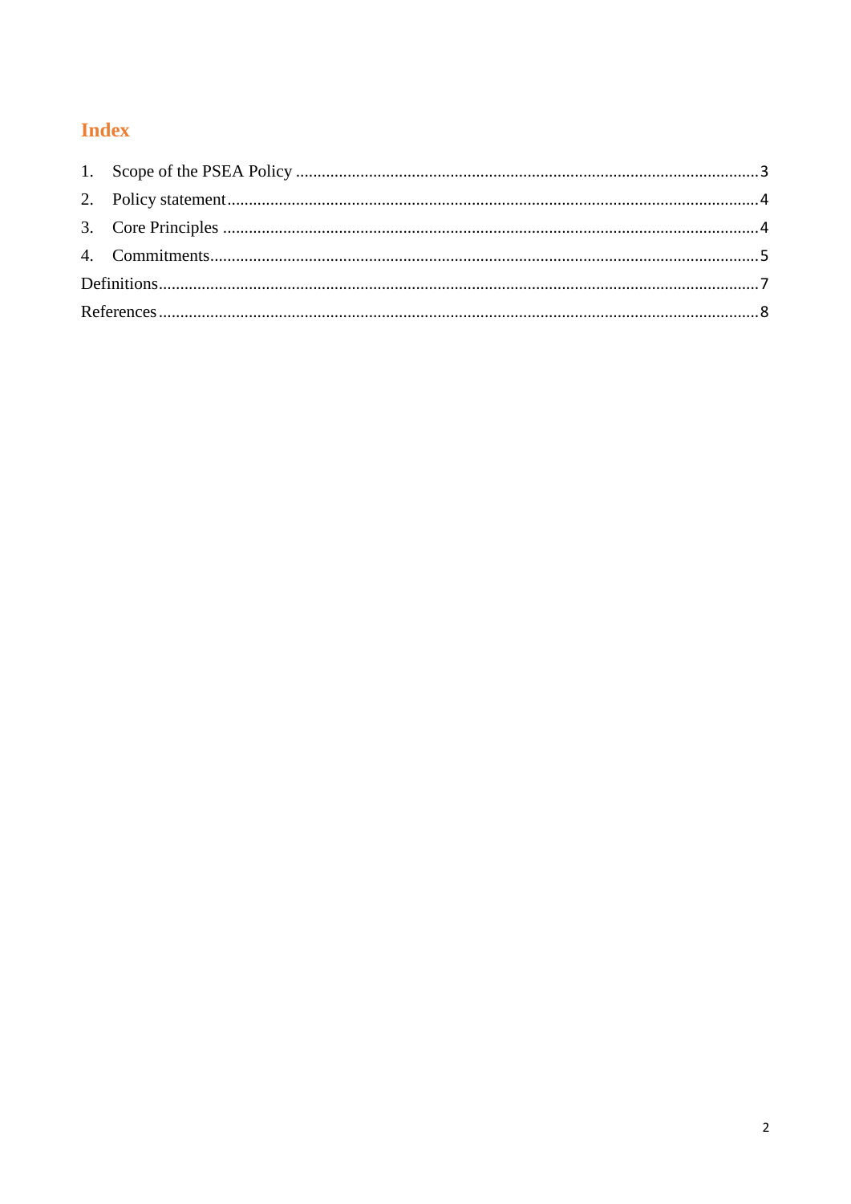# Index

1. Scope of the PSEA Policy ........................................................................................................... 3
2. Policy statement .......................................................................................................................... 4
3. Core Principles ............................................................................................................................ 4
4. Commitments ............................................................................................................................... 5

Definitions ......................................................................................................................................... 7

References ......................................................................................................................................... 8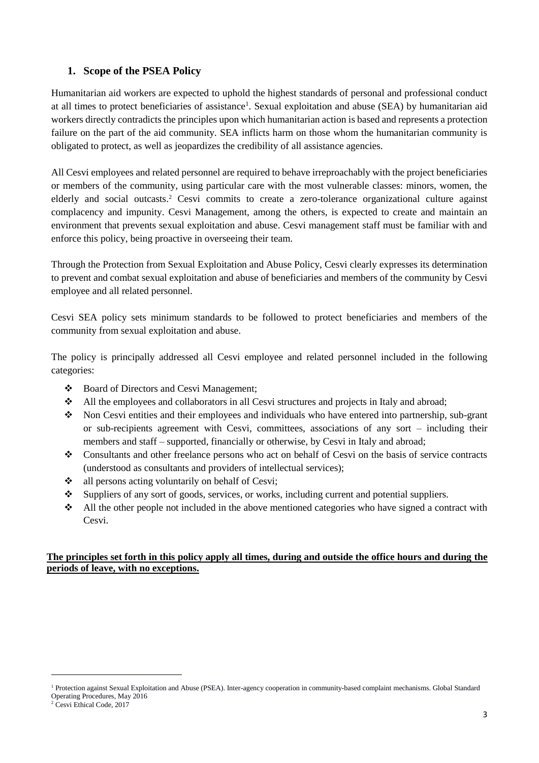## 1. Scope of the PSEA Policy

Humanitarian aid workers are expected to uphold the highest standards of personal and professional conduct at all times to protect beneficiaries of assistance[1]. Sexual exploitation and abuse (SEA) by humanitarian aid workers directly contradicts the principles upon which humanitarian action is based and represents a protection failure on the part of the aid community. SEA inflicts harm on those whom the humanitarian community is obligated to protect, as well as jeopardizes the credibility of all assistance agencies.

All Cesvi employees and related personnel are required to behave irreproachably with the project beneficiaries or members of the community, using particular care with the most vulnerable classes: minors, women, the elderly and social outcasts.[2] Cesvi commits to create a zero-tolerance organizational culture against complacency and impunity. Cesvi Management, among the others, is expected to create and maintain an environment that prevents sexual exploitation and abuse. Cesvi management staff must be familiar with and enforce this policy, being proactive in overseeing their team.

Through the Protection from Sexual Exploitation and Abuse Policy, Cesvi clearly expresses its determination to prevent and combat sexual exploitation and abuse of beneficiaries and members of the community by Cesvi employee and all related personnel.

Cesvi SEA policy sets minimum standards to be followed to protect beneficiaries and members of the community from sexual exploitation and abuse.

The policy is principally addressed all Cesvi employee and related personnel included in the following categories:

- Board of Directors and Cesvi Management;
- All the employees and collaborators in all Cesvi structures and projects in Italy and abroad;
- Non Cesvi entities and their employees and individuals who have entered into partnership, sub-grant or sub-recipients agreement with Cesvi, committees, associations of any sort – including their members and staff – supported, financially or otherwise, by Cesvi in Italy and abroad;
- Consultants and other freelance persons who act on behalf of Cesvi on the basis of service contracts (understood as consultants and providers of intellectual services);
- all persons acting voluntarily on behalf of Cesvi;
- Suppliers of any sort of goods, services, or works, including current and potential suppliers.
- All the other people not included in the above mentioned categories who have signed a contract with Cesvi.

**The principles set forth in this policy apply all times, during and outside the office hours and during the periods of leave, with no exceptions.**

[1] Protection against Sexual Exploitation and Abuse (PSEA). Inter-agency cooperation in community-based complaint mechanisms. Global Standard Operating Procedures, May 2016

[2] Cesvi Ethical Code, 2017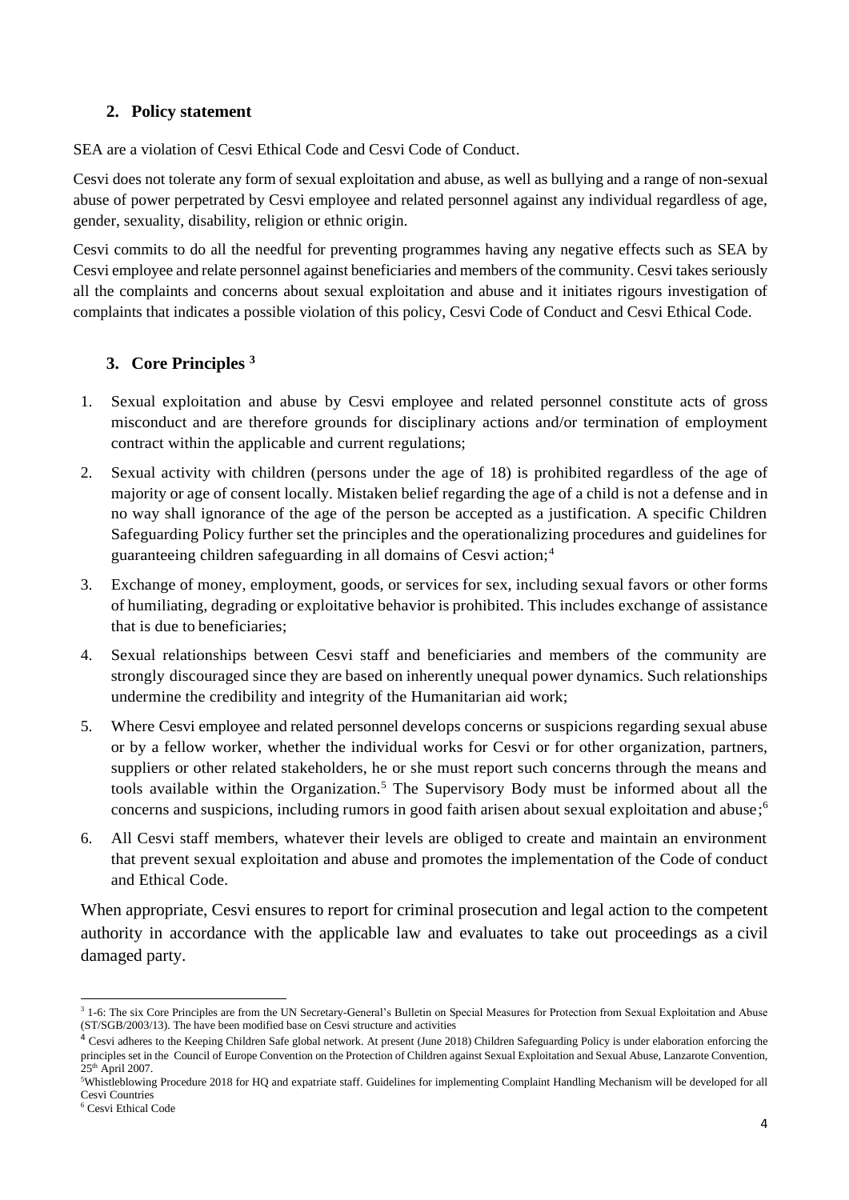## 2. Policy statement

SEA are a violation of Cesvi Ethical Code and Cesvi Code of Conduct.

Cesvi does not tolerate any form of sexual exploitation and abuse, as well as bullying and a range of non-sexual abuse of power perpetrated by Cesvi employee and related personnel against any individual regardless of age, gender, sexuality, disability, religion or ethnic origin.

Cesvi commits to do all the needful for preventing programmes having any negative effects such as SEA by Cesvi employee and relate personnel against beneficiaries and members of the community. Cesvi takes seriously all the complaints and concerns about sexual exploitation and abuse and it initiates rigours investigation of complaints that indicates a possible violation of this policy, Cesvi Code of Conduct and Cesvi Ethical Code.

## 3. Core Principles [3]

1. Sexual exploitation and abuse by Cesvi employee and related personnel constitute acts of gross misconduct and are therefore grounds for disciplinary actions and/or termination of employment contract within the applicable and current regulations;
2. Sexual activity with children (persons under the age of 18) is prohibited regardless of the age of majority or age of consent locally. Mistaken belief regarding the age of a child is not a defense and in no way shall ignorance of the age of the person be accepted as a justification. A specific Children Safeguarding Policy further set the principles and the operationalizing procedures and guidelines for guaranteeing children safeguarding in all domains of Cesvi action;[4]
3. Exchange of money, employment, goods, or services for sex, including sexual favors or other forms of humiliating, degrading or exploitative behavior is prohibited. This includes exchange of assistance that is due to beneficiaries;
4. Sexual relationships between Cesvi staff and beneficiaries and members of the community are strongly discouraged since they are based on inherently unequal power dynamics. Such relationships undermine the credibility and integrity of the Humanitarian aid work;
5. Where Cesvi employee and related personnel develops concerns or suspicions regarding sexual abuse or by a fellow worker, whether the individual works for Cesvi or for other organization, partners, suppliers or other related stakeholders, he or she must report such concerns through the means and tools available within the Organization.[5] The Supervisory Body must be informed about all the concerns and suspicions, including rumors in good faith arisen about sexual exploitation and abuse;[6]
6. All Cesvi staff members, whatever their levels are obliged to create and maintain an environment that prevent sexual exploitation and abuse and promotes the implementation of the Code of conduct and Ethical Code.

When appropriate, Cesvi ensures to report for criminal prosecution and legal action to the competent authority in accordance with the applicable law and evaluates to take out proceedings as a civil damaged party.

---

[3] 1-6: The six Core Principles are from the UN Secretary-General's Bulletin on Special Measures for Protection from Sexual Exploitation and Abuse (ST/SGB/2003/13). The have been modified base on Cesvi structure and activities

[4] Cesvi adheres to the Keeping Children Safe global network. At present (June 2018) Children Safeguarding Policy is under elaboration enforcing the principles set in the Council of Europe Convention on the Protection of Children against Sexual Exploitation and Sexual Abuse, Lanzarote Convention, 25th April 2007.

[5] Whistleblowing Procedure 2018 for HQ and expatriate staff. Guidelines for implementing Complaint Handling Mechanism will be developed for all Cesvi Countries

[6] Cesvi Ethical Code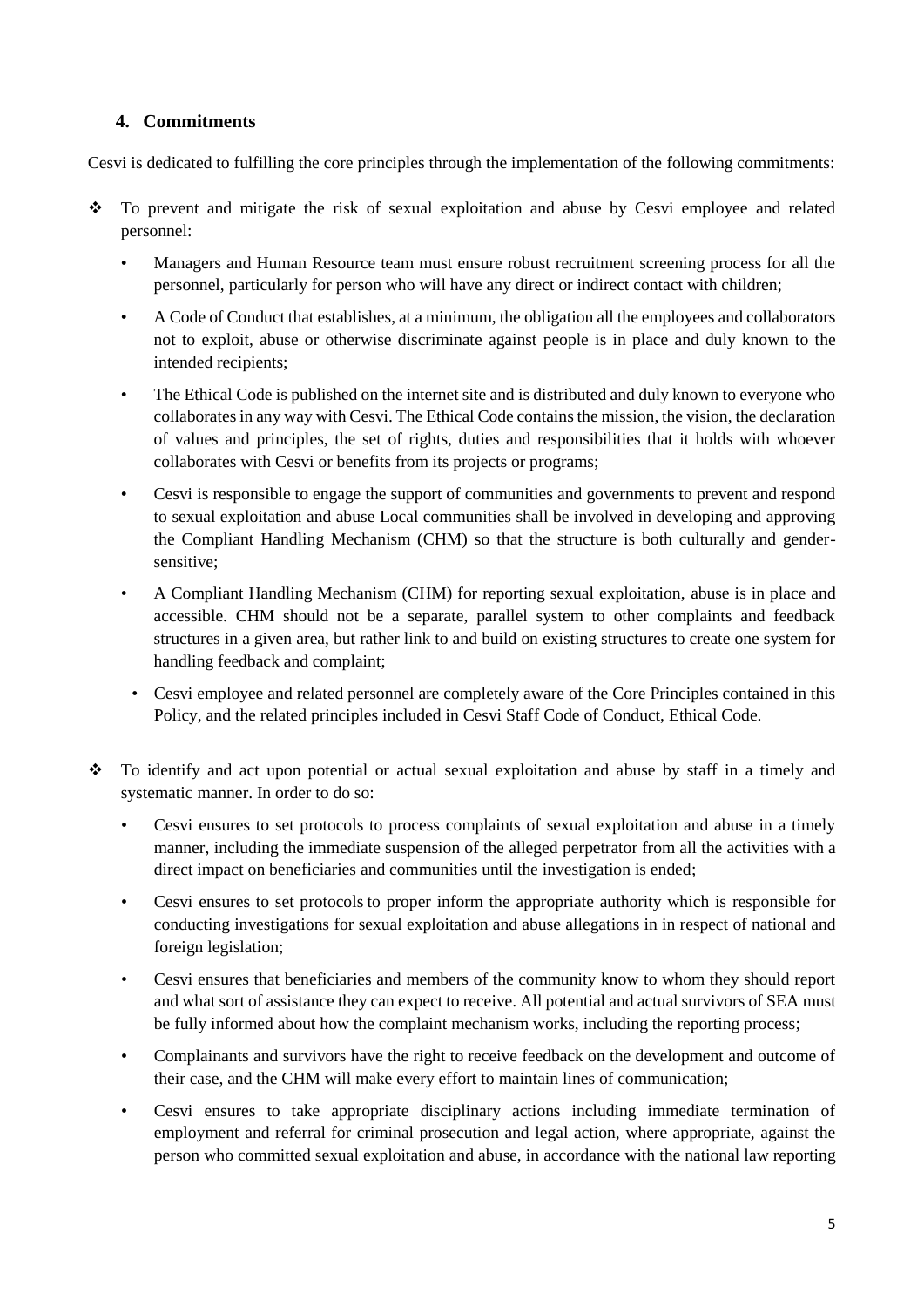## 4. Commitments

Cesvi is dedicated to fulfilling the core principles through the implementation of the following commitments:

- To prevent and mitigate the risk of sexual exploitation and abuse by Cesvi employee and related personnel:
  - Managers and Human Resource team must ensure robust recruitment screening process for all the personnel, particularly for person who will have any direct or indirect contact with children;
  - A Code of Conduct that establishes, at a minimum, the obligation all the employees and collaborators not to exploit, abuse or otherwise discriminate against people is in place and duly known to the intended recipients;
  - The Ethical Code is published on the internet site and is distributed and duly known to everyone who collaborates in any way with Cesvi. The Ethical Code contains the mission, the vision, the declaration of values and principles, the set of rights, duties and responsibilities that it holds with whoever collaborates with Cesvi or benefits from its projects or programs;
  - Cesvi is responsible to engage the support of communities and governments to prevent and respond to sexual exploitation and abuse Local communities shall be involved in developing and approving the Compliant Handling Mechanism (CHM) so that the structure is both culturally and gender-sensitive;
  - A Compliant Handling Mechanism (CHM) for reporting sexual exploitation, abuse is in place and accessible. CHM should not be a separate, parallel system to other complaints and feedback structures in a given area, but rather link to and build on existing structures to create one system for handling feedback and complaint;
  - Cesvi employee and related personnel are completely aware of the Core Principles contained in this Policy, and the related principles included in Cesvi Staff Code of Conduct, Ethical Code.

- To identify and act upon potential or actual sexual exploitation and abuse by staff in a timely and systematic manner. In order to do so:
  - Cesvi ensures to set protocols to process complaints of sexual exploitation and abuse in a timely manner, including the immediate suspension of the alleged perpetrator from all the activities with a direct impact on beneficiaries and communities until the investigation is ended;
  - Cesvi ensures to set protocols to proper inform the appropriate authority which is responsible for conducting investigations for sexual exploitation and abuse allegations in in respect of national and foreign legislation;
  - Cesvi ensures that beneficiaries and members of the community know to whom they should report and what sort of assistance they can expect to receive. All potential and actual survivors of SEA must be fully informed about how the complaint mechanism works, including the reporting process;
  - Complainants and survivors have the right to receive feedback on the development and outcome of their case, and the CHM will make every effort to maintain lines of communication;
  - Cesvi ensures to take appropriate disciplinary actions including immediate termination of employment and referral for criminal prosecution and legal action, where appropriate, against the person who committed sexual exploitation and abuse, in accordance with the national law reporting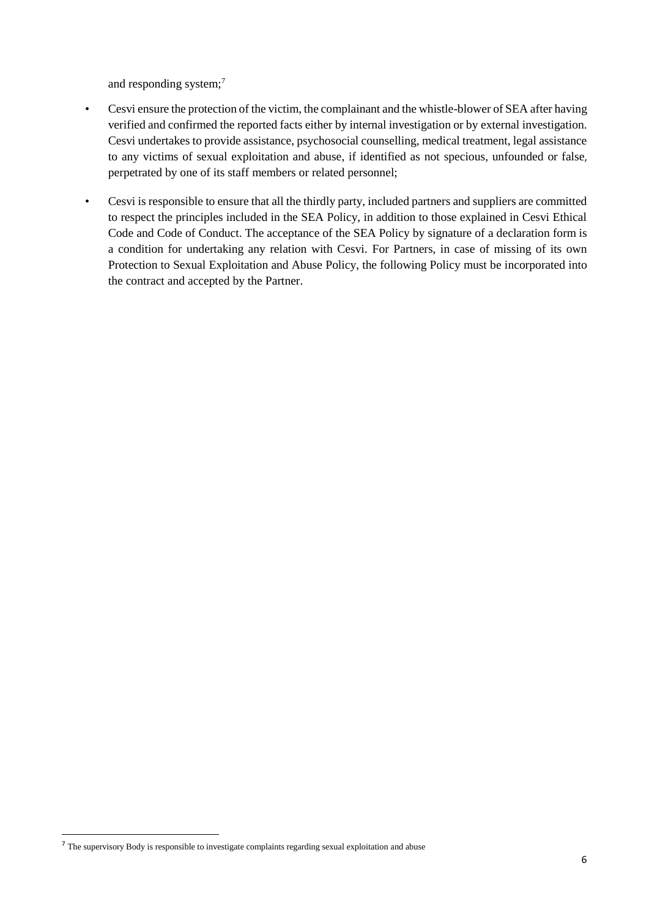and responding system;[7]

- Cesvi ensure the protection of the victim, the complainant and the whistle-blower of SEA after having verified and confirmed the reported facts either by internal investigation or by external investigation. Cesvi undertakes to provide assistance, psychosocial counselling, medical treatment, legal assistance to any victims of sexual exploitation and abuse, if identified as not specious, unfounded or false, perpetrated by one of its staff members or related personnel;

- Cesvi is responsible to ensure that all the thirdly party, included partners and suppliers are committed to respect the principles included in the SEA Policy, in addition to those explained in Cesvi Ethical Code and Code of Conduct. The acceptance of the SEA Policy by signature of a declaration form is a condition for undertaking any relation with Cesvi. For Partners, in case of missing of its own Protection to Sexual Exploitation and Abuse Policy, the following Policy must be incorporated into the contract and accepted by the Partner.

---

[7] The supervisory Body is responsible to investigate complaints regarding sexual exploitation and abuse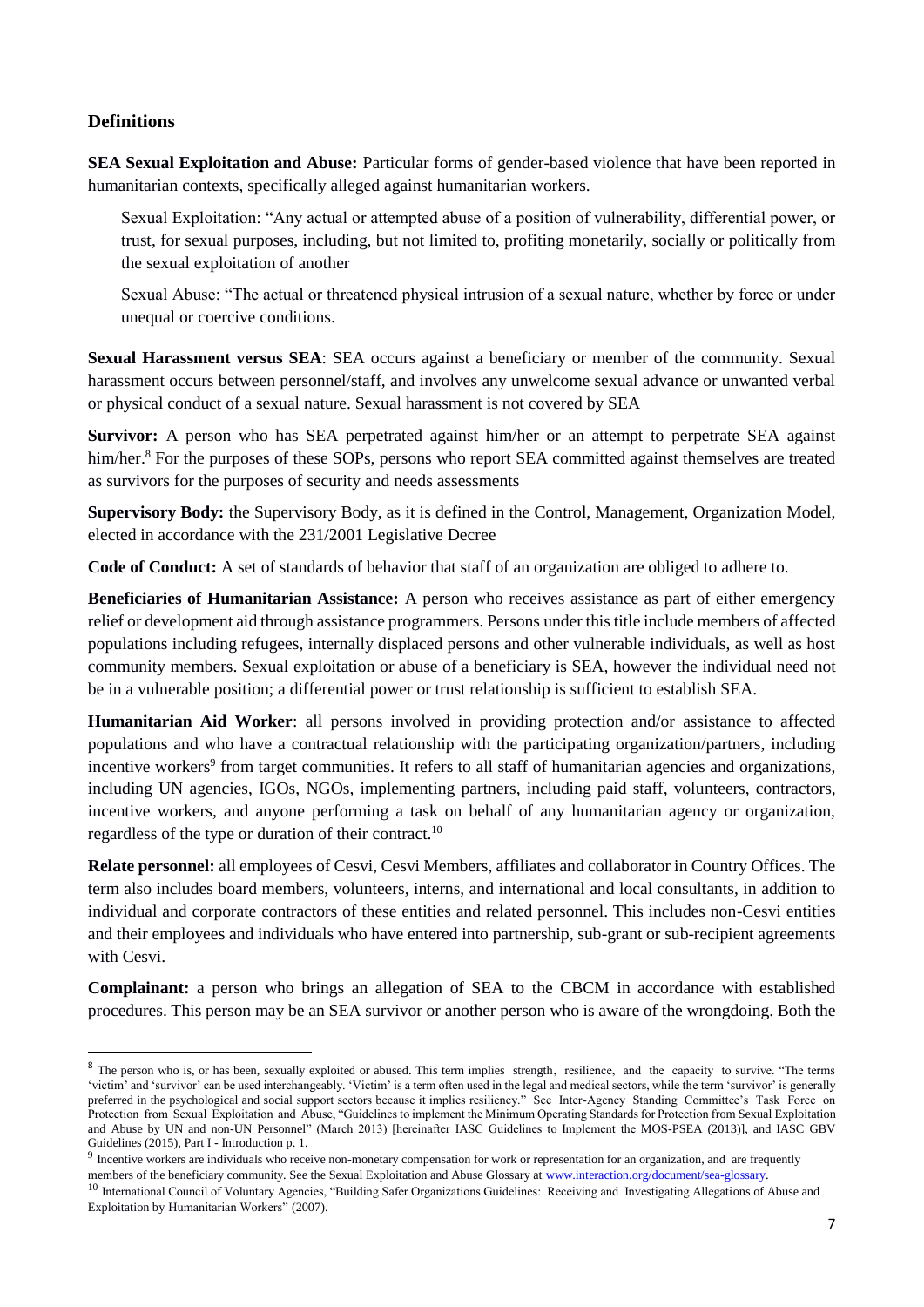## Definitions

**SEA Sexual Exploitation and Abuse:** Particular forms of gender-based violence that have been reported in humanitarian contexts, specifically alleged against humanitarian workers.

> Sexual Exploitation: "Any actual or attempted abuse of a position of vulnerability, differential power, or trust, for sexual purposes, including, but not limited to, profiting monetarily, socially or politically from the sexual exploitation of another
>
> Sexual Abuse: "The actual or threatened physical intrusion of a sexual nature, whether by force or under unequal or coercive conditions.

**Sexual Harassment versus SEA**: SEA occurs against a beneficiary or member of the community. Sexual harassment occurs between personnel/staff, and involves any unwelcome sexual advance or unwanted verbal or physical conduct of a sexual nature. Sexual harassment is not covered by SEA

**Survivor:** A person who has SEA perpetrated against him/her or an attempt to perpetrate SEA against him/her.[8] For the purposes of these SOPs, persons who report SEA committed against themselves are treated as survivors for the purposes of security and needs assessments

**Supervisory Body:** the Supervisory Body, as it is defined in the Control, Management, Organization Model, elected in accordance with the 231/2001 Legislative Decree

**Code of Conduct:** A set of standards of behavior that staff of an organization are obliged to adhere to.

**Beneficiaries of Humanitarian Assistance:** A person who receives assistance as part of either emergency relief or development aid through assistance programmers. Persons under this title include members of affected populations including refugees, internally displaced persons and other vulnerable individuals, as well as host community members. Sexual exploitation or abuse of a beneficiary is SEA, however the individual need not be in a vulnerable position; a differential power or trust relationship is sufficient to establish SEA.

**Humanitarian Aid Worker**: all persons involved in providing protection and/or assistance to affected populations and who have a contractual relationship with the participating organization/partners, including incentive workers[9] from target communities. It refers to all staff of humanitarian agencies and organizations, including UN agencies, IGOs, NGOs, implementing partners, including paid staff, volunteers, contractors, incentive workers, and anyone performing a task on behalf of any humanitarian agency or organization, regardless of the type or duration of their contract.[10]

**Relate personnel:** all employees of Cesvi, Cesvi Members, affiliates and collaborator in Country Offices. The term also includes board members, volunteers, interns, and international and local consultants, in addition to individual and corporate contractors of these entities and related personnel. This includes non-Cesvi entities and their employees and individuals who have entered into partnership, sub-grant or sub-recipient agreements with Cesvi.

**Complainant:** a person who brings an allegation of SEA to the CBCM in accordance with established procedures. This person may be an SEA survivor or another person who is aware of the wrongdoing. Both the

---

[8] The person who is, or has been, sexually exploited or abused. This term implies strength, resilience, and the capacity to survive. "The terms 'victim' and 'survivor' can be used interchangeably. 'Victim' is a term often used in the legal and medical sectors, while the term 'survivor' is generally preferred in the psychological and social support sectors because it implies resiliency." See Inter-Agency Standing Committee's Task Force on Protection from Sexual Exploitation and Abuse, "Guidelines to implement the Minimum Operating Standards for Protection from Sexual Exploitation and Abuse by UN and non-UN Personnel" (March 2013) [hereinafter IASC Guidelines to Implement the MOS-PSEA (2013)], and IASC GBV Guidelines (2015), Part I - Introduction p. 1.

[9] Incentive workers are individuals who receive non-monetary compensation for work or representation for an organization, and are frequently members of the beneficiary community. See the Sexual Exploitation and Abuse Glossary at www.interaction.org/document/sea-glossary.

[10] International Council of Voluntary Agencies, "Building Safer Organizations Guidelines: Receiving and Investigating Allegations of Abuse and Exploitation by Humanitarian Workers" (2007).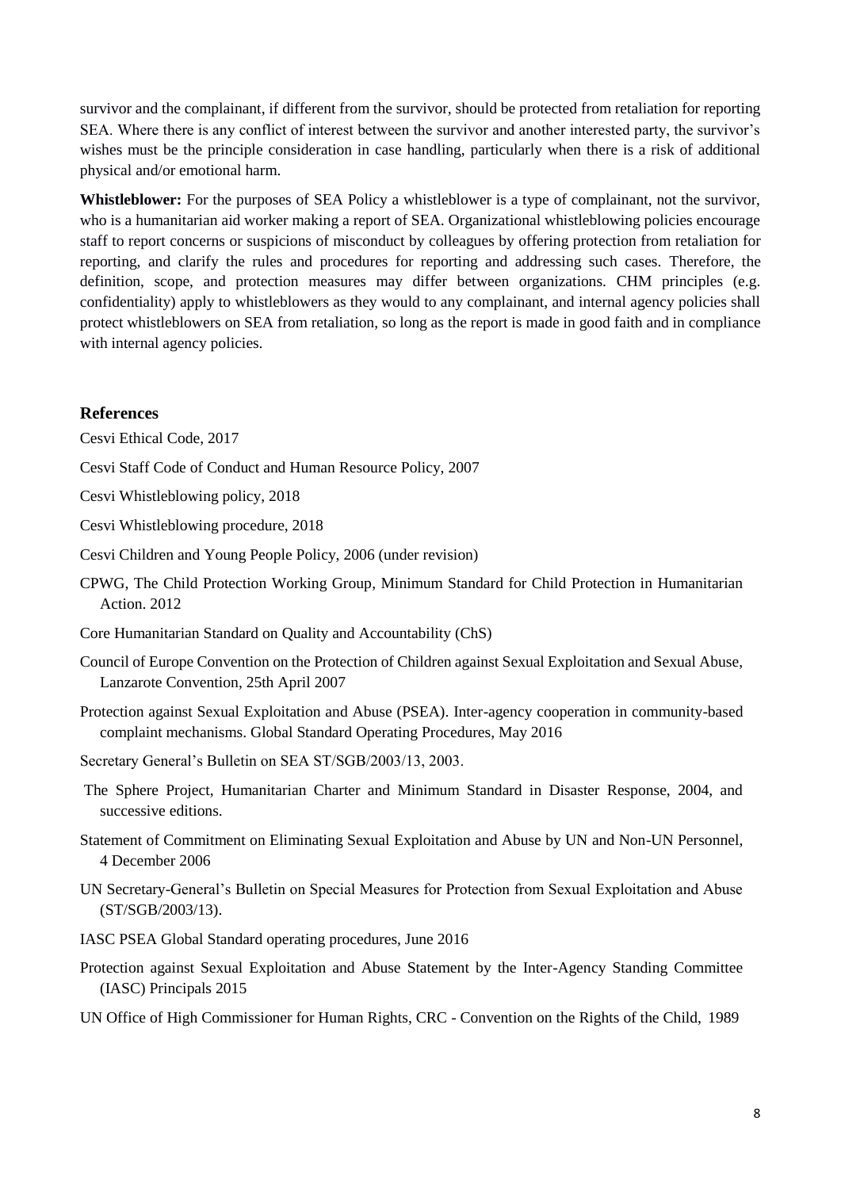survivor and the complainant, if different from the survivor, should be protected from retaliation for reporting SEA. Where there is any conflict of interest between the survivor and another interested party, the survivor's wishes must be the principle consideration in case handling, particularly when there is a risk of additional physical and/or emotional harm.

**Whistleblower:** For the purposes of SEA Policy a whistleblower is a type of complainant, not the survivor, who is a humanitarian aid worker making a report of SEA. Organizational whistleblowing policies encourage staff to report concerns or suspicions of misconduct by colleagues by offering protection from retaliation for reporting, and clarify the rules and procedures for reporting and addressing such cases. Therefore, the definition, scope, and protection measures may differ between organizations. CHM principles (e.g. confidentiality) apply to whistleblowers as they would to any complainant, and internal agency policies shall protect whistleblowers on SEA from retaliation, so long as the report is made in good faith and in compliance with internal agency policies.

## References

Cesvi Ethical Code, 2017

Cesvi Staff Code of Conduct and Human Resource Policy, 2007

Cesvi Whistleblowing policy, 2018

Cesvi Whistleblowing procedure, 2018

Cesvi Children and Young People Policy, 2006 (under revision)

CPWG, The Child Protection Working Group, Minimum Standard for Child Protection in Humanitarian Action. 2012

Core Humanitarian Standard on Quality and Accountability (ChS)

Council of Europe Convention on the Protection of Children against Sexual Exploitation and Sexual Abuse, Lanzarote Convention, 25th April 2007

Protection against Sexual Exploitation and Abuse (PSEA). Inter-agency cooperation in community-based complaint mechanisms. Global Standard Operating Procedures, May 2016

Secretary General's Bulletin on SEA ST/SGB/2003/13, 2003.

The Sphere Project, Humanitarian Charter and Minimum Standard in Disaster Response, 2004, and successive editions.

Statement of Commitment on Eliminating Sexual Exploitation and Abuse by UN and Non-UN Personnel, 4 December 2006

UN Secretary-General's Bulletin on Special Measures for Protection from Sexual Exploitation and Abuse (ST/SGB/2003/13).

IASC PSEA Global Standard operating procedures, June 2016

Protection against Sexual Exploitation and Abuse Statement by the Inter-Agency Standing Committee (IASC) Principals 2015

UN Office of High Commissioner for Human Rights, CRC - Convention on the Rights of the Child, 1989